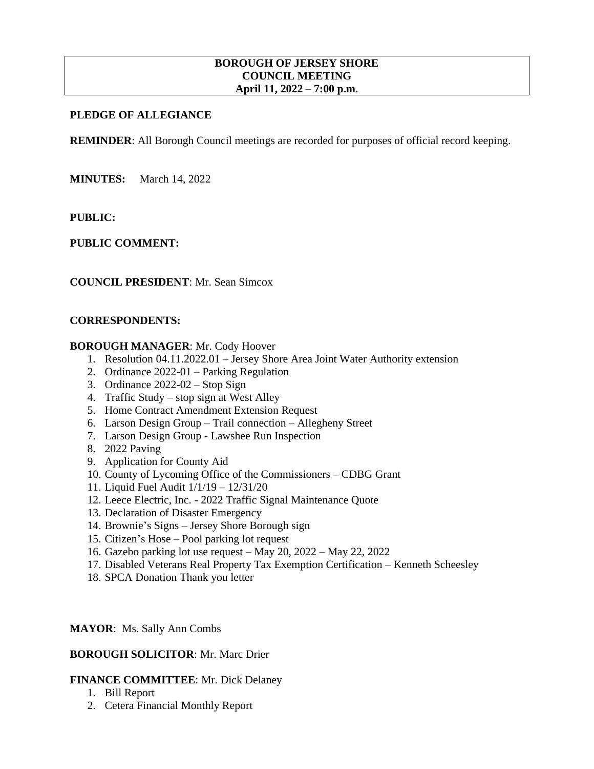**BOROUGH OF JERSEY SHORE**
**COUNCIL MEETING**
**April 11, 2022 – 7:00 p.m.**

**PLEDGE OF ALLEGIANCE**

**REMINDER**: All Borough Council meetings are recorded for purposes of official record keeping.

**MINUTES:** March 14, 2022

**PUBLIC:**

**PUBLIC COMMENT:**

**COUNCIL PRESIDENT**: Mr. Sean Simcox

**CORRESPONDENTS:**

**BOROUGH MANAGER**: Mr. Cody Hoover

1. Resolution 04.11.2022.01 – Jersey Shore Area Joint Water Authority extension
2. Ordinance 2022-01 – Parking Regulation
3. Ordinance 2022-02 – Stop Sign
4. Traffic Study – stop sign at West Alley
5. Home Contract Amendment Extension Request
6. Larson Design Group – Trail connection – Allegheny Street
7. Larson Design Group - Lawshee Run Inspection
8. 2022 Paving
9. Application for County Aid
10. County of Lycoming Office of the Commissioners – CDBG Grant
11. Liquid Fuel Audit 1/1/19 – 12/31/20
12. Leece Electric, Inc. - 2022 Traffic Signal Maintenance Quote
13. Declaration of Disaster Emergency
14. Brownie's Signs – Jersey Shore Borough sign
15. Citizen's Hose – Pool parking lot request
16. Gazebo parking lot use request – May 20, 2022 – May 22, 2022
17. Disabled Veterans Real Property Tax Exemption Certification – Kenneth Scheesley
18. SPCA Donation Thank you letter

**MAYOR**: Ms. Sally Ann Combs

**BOROUGH SOLICITOR**: Mr. Marc Drier

**FINANCE COMMITTEE**: Mr. Dick Delaney

1. Bill Report
2. Cetera Financial Monthly Report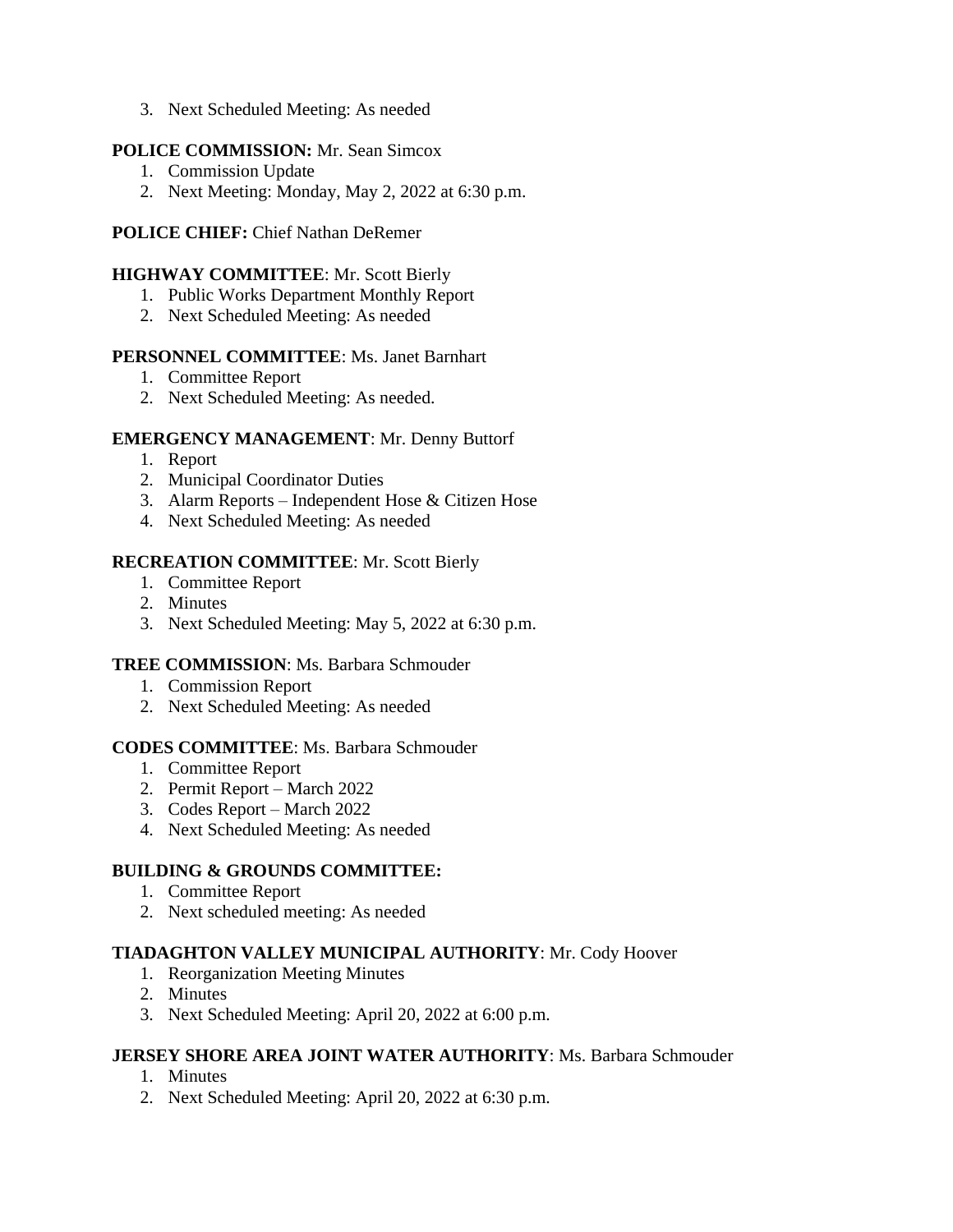3. Next Scheduled Meeting: As needed

**POLICE COMMISSION:** Mr. Sean Simcox

1. Commission Update
2. Next Meeting: Monday, May 2, 2022 at 6:30 p.m.

**POLICE CHIEF:** Chief Nathan DeRemer

**HIGHWAY COMMITTEE**: Mr. Scott Bierly

1. Public Works Department Monthly Report
2. Next Scheduled Meeting: As needed

**PERSONNEL COMMITTEE**: Ms. Janet Barnhart

1. Committee Report
2. Next Scheduled Meeting: As needed.

**EMERGENCY MANAGEMENT**: Mr. Denny Buttorf

1. Report
2. Municipal Coordinator Duties
3. Alarm Reports – Independent Hose & Citizen Hose
4. Next Scheduled Meeting: As needed

**RECREATION COMMITTEE**: Mr. Scott Bierly

1. Committee Report
2. Minutes
3. Next Scheduled Meeting: May 5, 2022 at 6:30 p.m.

**TREE COMMISSION**: Ms. Barbara Schmouder

1. Commission Report
2. Next Scheduled Meeting: As needed

**CODES COMMITTEE**: Ms. Barbara Schmouder

1. Committee Report
2. Permit Report – March 2022
3. Codes Report – March 2022
4. Next Scheduled Meeting: As needed

**BUILDING & GROUNDS COMMITTEE:**

1. Committee Report
2. Next scheduled meeting: As needed

**TIADAGHTON VALLEY MUNICIPAL AUTHORITY**: Mr. Cody Hoover

1. Reorganization Meeting Minutes
2. Minutes
3. Next Scheduled Meeting: April 20, 2022 at 6:00 p.m.

**JERSEY SHORE AREA JOINT WATER AUTHORITY**: Ms. Barbara Schmouder

1. Minutes
2. Next Scheduled Meeting: April 20, 2022 at 6:30 p.m.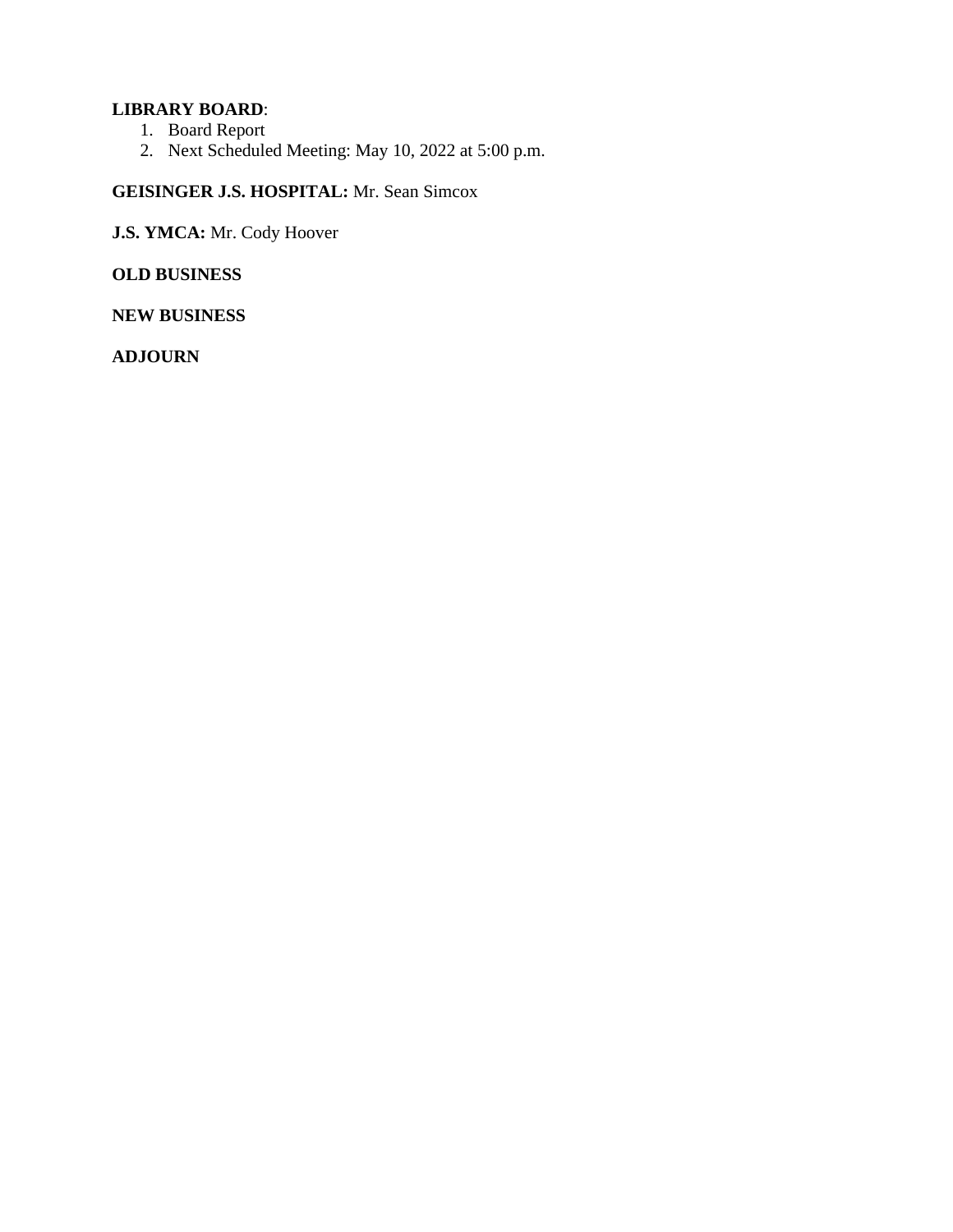**LIBRARY BOARD**:

1. Board Report
2. Next Scheduled Meeting: May 10, 2022 at 5:00 p.m.

**GEISINGER J.S. HOSPITAL:** Mr. Sean Simcox

**J.S. YMCA:** Mr. Cody Hoover

**OLD BUSINESS**

**NEW BUSINESS**

**ADJOURN**